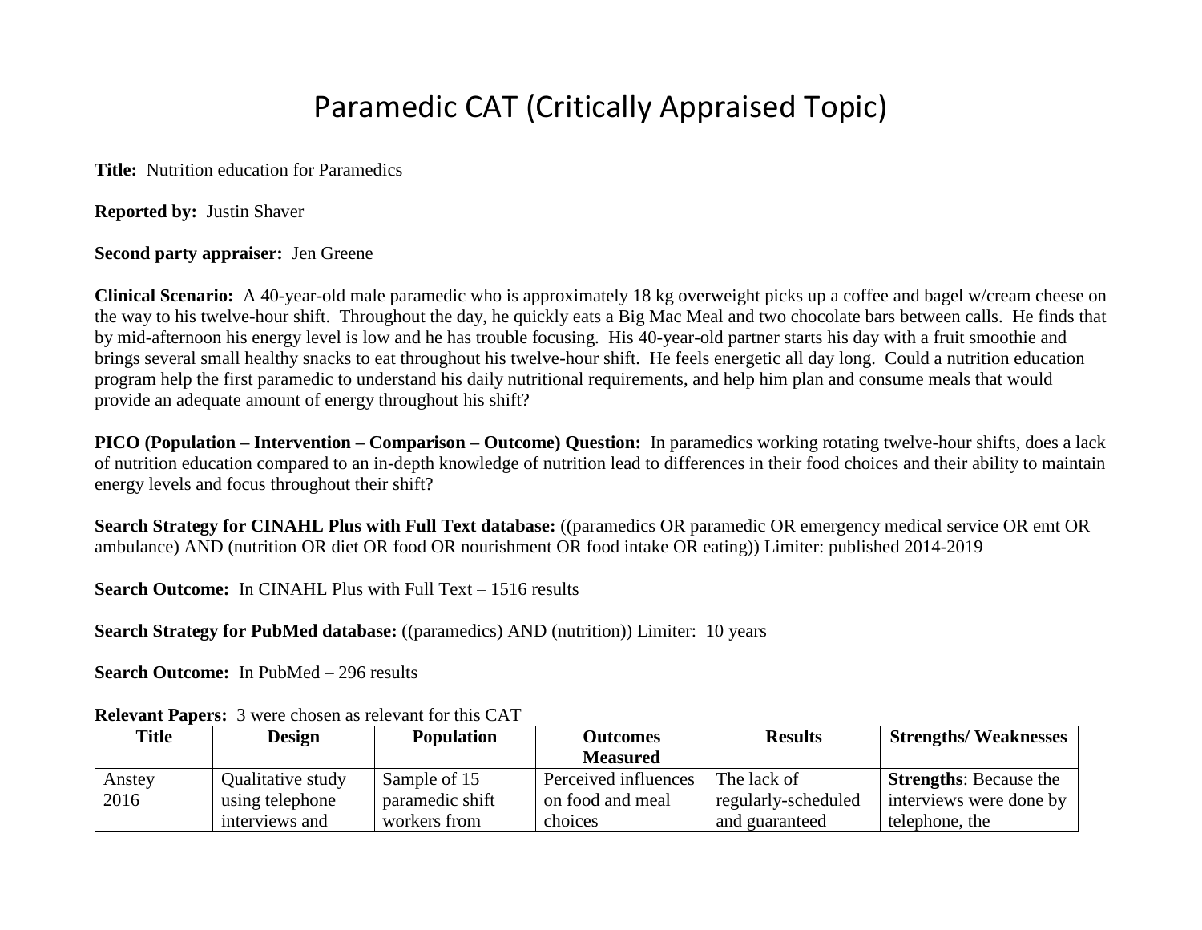# Paramedic CAT (Critically Appraised Topic)

**Title:** Nutrition education for Paramedics

**Reported by:** Justin Shaver

**Second party appraiser:** Jen Greene

**Clinical Scenario:** A 40-year-old male paramedic who is approximately 18 kg overweight picks up a coffee and bagel w/cream cheese on the way to his twelve-hour shift. Throughout the day, he quickly eats a Big Mac Meal and two chocolate bars between calls. He finds that by mid-afternoon his energy level is low and he has trouble focusing. His 40-year-old partner starts his day with a fruit smoothie and brings several small healthy snacks to eat throughout his twelve-hour shift. He feels energetic all day long. Could a nutrition education program help the first paramedic to understand his daily nutritional requirements, and help him plan and consume meals that would provide an adequate amount of energy throughout his shift?

**PICO (Population – Intervention – Comparison – Outcome) Question:** In paramedics working rotating twelve-hour shifts, does a lack of nutrition education compared to an in-depth knowledge of nutrition lead to differences in their food choices and their ability to maintain energy levels and focus throughout their shift?

**Search Strategy for CINAHL Plus with Full Text database:** ((paramedics OR paramedic OR emergency medical service OR emt OR ambulance) AND (nutrition OR diet OR food OR nourishment OR food intake OR eating)) Limiter: published 2014-2019

**Search Outcome:** In CINAHL Plus with Full Text – 1516 results

**Search Strategy for PubMed database:** ((paramedics) AND (nutrition)) Limiter: 10 years

**Search Outcome:** In PubMed – 296 results

**Relevant Papers:** 3 were chosen as relevant for this CAT

| Title | Design | Population | Outcomes Measured | Results | Strengths/ Weaknesses |
|---|---|---|---|---|---|
| Anstey 2016 | Qualitative study using telephone interviews and | Sample of 15 paramedic shift workers from | Perceived influences on food and meal choices | The lack of regularly-scheduled and guaranteed | **Strengths**: Because the interviews were done by telephone, the |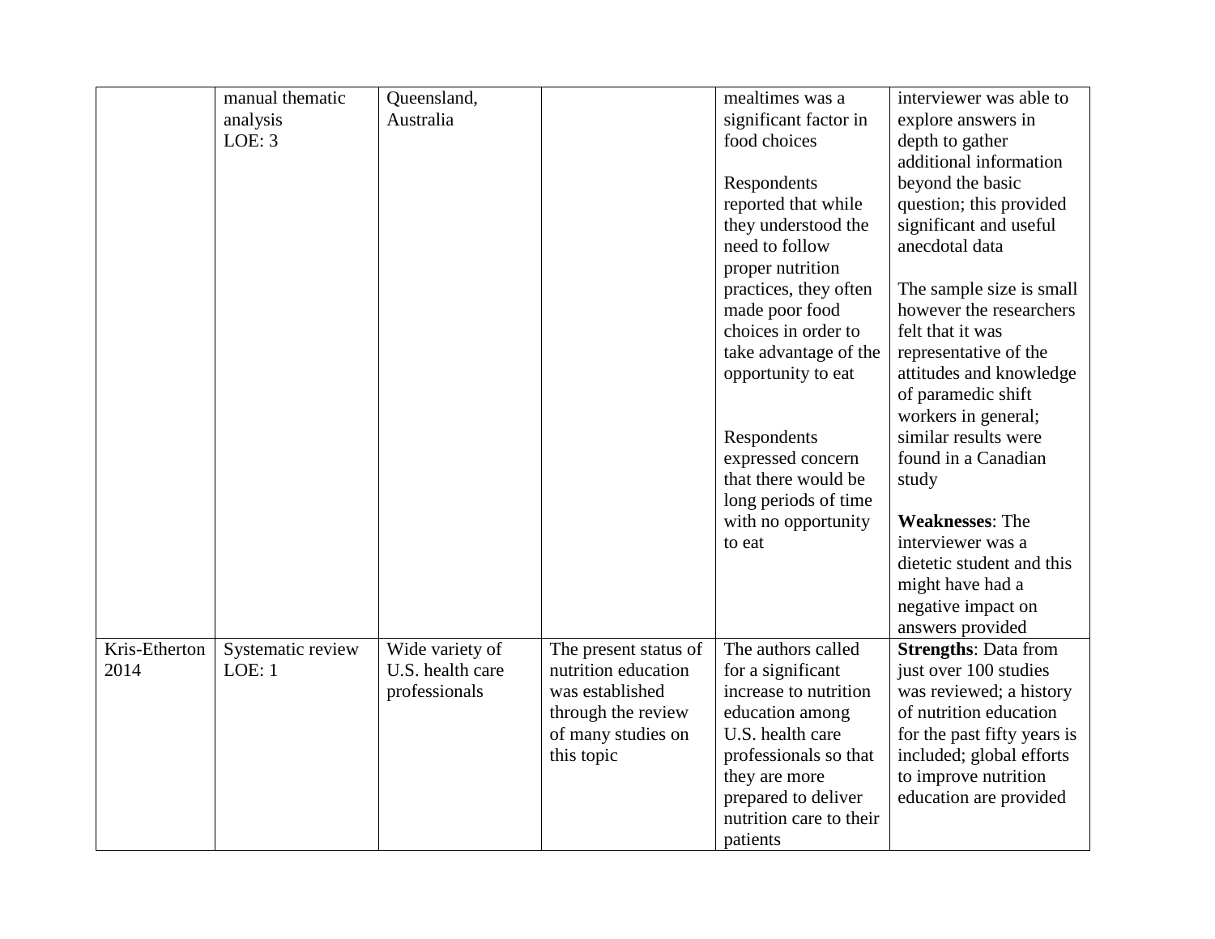| | | | | | |
|---|---|---|---|---|---|
| | manual thematic analysis<br>LOE: 3 | Queensland, Australia | | mealtimes was a significant factor in food choices<br><br>Respondents reported that while they understood the need to follow proper nutrition practices, they often made poor food choices in order to take advantage of the opportunity to eat<br><br>Respondents expressed concern that there would be long periods of time with no opportunity to eat | interviewer was able to explore answers in depth to gather additional information beyond the basic question; this provided significant and useful anecdotal data<br><br>The sample size is small however the researchers felt that it was representative of the attitudes and knowledge of paramedic shift workers in general; similar results were found in a Canadian study<br><br>**Weaknesses**: The interviewer was a dietetic student and this might have had a negative impact on answers provided |
| Kris-Etherton 2014 | Systematic review<br>LOE: 1 | Wide variety of U.S. health care professionals | The present status of nutrition education was established through the review of many studies on this topic | The authors called for a significant increase to nutrition education among U.S. health care professionals so that they are more prepared to deliver nutrition care to their patients | **Strengths**: Data from just over 100 studies was reviewed; a history of nutrition education for the past fifty years is included; global efforts to improve nutrition education are provided |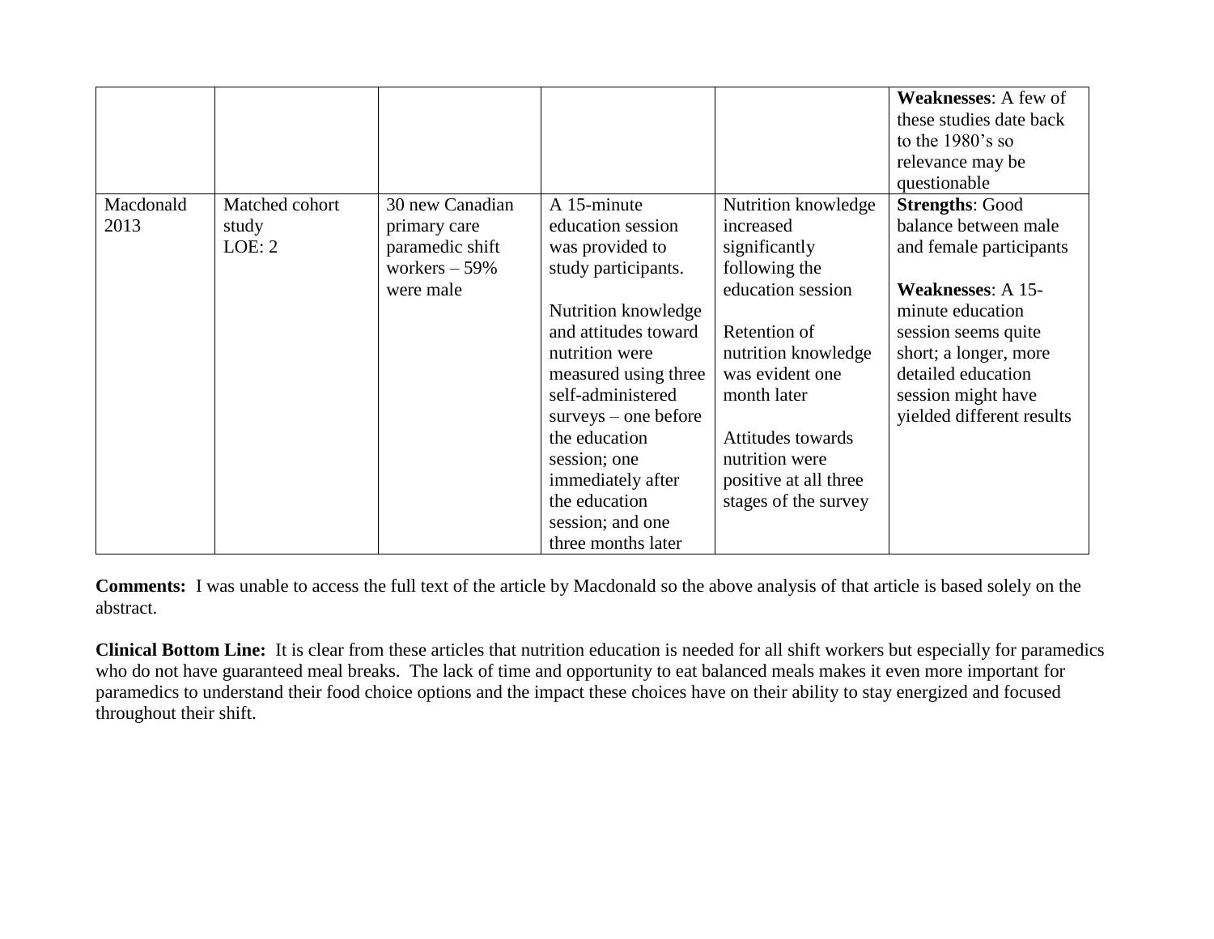| | | | | | |
|---|---|---|---|---|---|
| | | | | | **Weaknesses**: A few of these studies date back to the 1980's so relevance may be questionable |
| Macdonald 2013 | Matched cohort study LOE: 2 | 30 new Canadian primary care paramedic shift workers – 59% were male | A 15-minute education session was provided to study participants.<br><br>Nutrition knowledge and attitudes toward nutrition were measured using three self-administered surveys – one before the education session; one immediately after the education session; and one three months later | Nutrition knowledge increased significantly following the education session<br><br>Retention of nutrition knowledge was evident one month later<br><br>Attitudes towards nutrition were positive at all three stages of the survey | **Strengths**: Good balance between male and female participants<br><br>**Weaknesses**: A 15-minute education session seems quite short; a longer, more detailed education session might have yielded different results |

**Comments:** I was unable to access the full text of the article by Macdonald so the above analysis of that article is based solely on the abstract.

**Clinical Bottom Line:** It is clear from these articles that nutrition education is needed for all shift workers but especially for paramedics who do not have guaranteed meal breaks. The lack of time and opportunity to eat balanced meals makes it even more important for paramedics to understand their food choice options and the impact these choices have on their ability to stay energized and focused throughout their shift.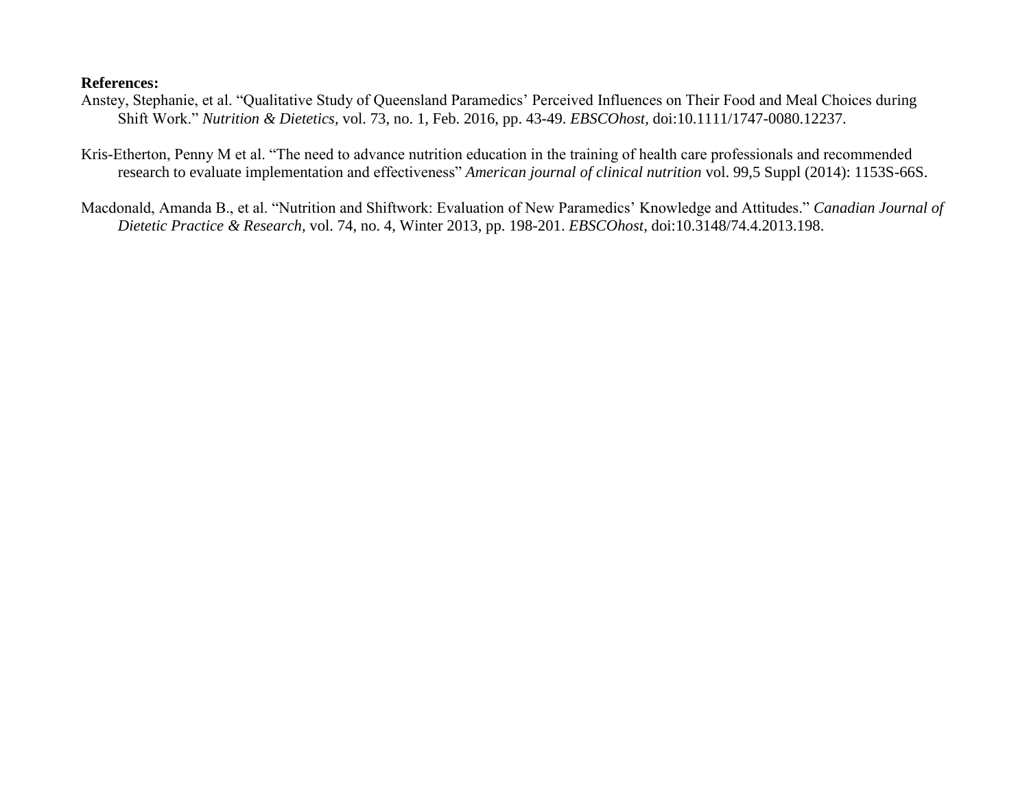**References:**

Anstey, Stephanie, et al. "Qualitative Study of Queensland Paramedics' Perceived Influences on Their Food and Meal Choices during Shift Work." *Nutrition & Dietetics,* vol. 73, no. 1, Feb. 2016, pp. 43-49. *EBSCOhost,* doi:10.1111/1747-0080.12237.

Kris-Etherton, Penny M et al. "The need to advance nutrition education in the training of health care professionals and recommended research to evaluate implementation and effectiveness" *American journal of clinical nutrition* vol. 99,5 Suppl (2014): 1153S-66S.

Macdonald, Amanda B., et al. "Nutrition and Shiftwork: Evaluation of New Paramedics' Knowledge and Attitudes." *Canadian Journal of Dietetic Practice & Research,* vol. 74, no. 4, Winter 2013, pp. 198-201. *EBSCOhost,* doi:10.3148/74.4.2013.198.